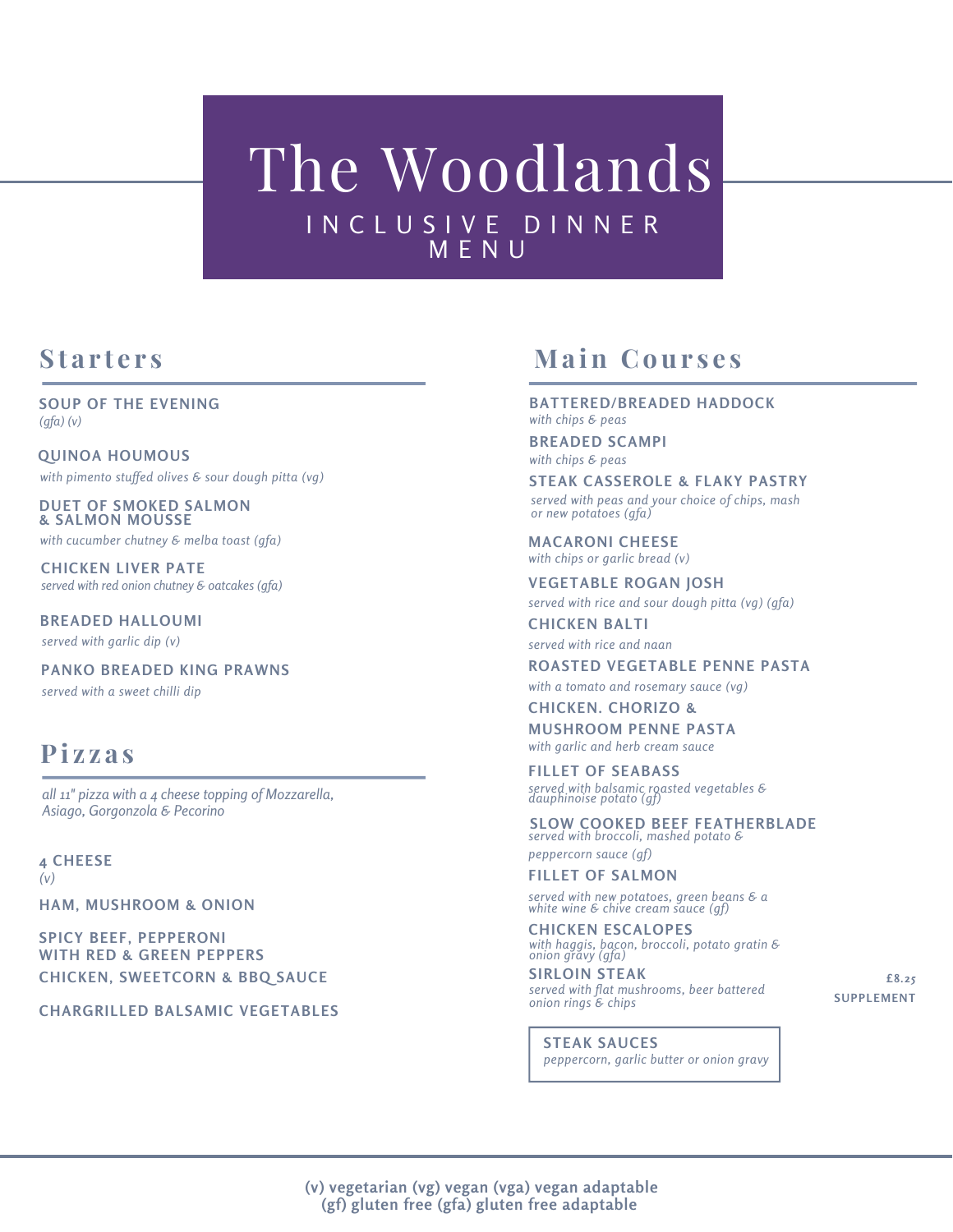# The Woodlands

INCLUSIVE DINNER MENU

## Starters

**SOUP OF THE EVENING**
*(gfa) (v)*

**QUINOA HOUMOUS**
*with pimento stuffed olives & sour dough pitta (vg)*

**DUET OF SMOKED SALMON & SALMON MOUSSE**
*with cucumber chutney & melba toast (gfa)*

**CHICKEN LIVER PATE**
*served with red onion chutney & oatcakes (gfa)*

**BREADED HALLOUMI**
*served with garlic dip (v)*

**PANKO BREADED KING PRAWNS**
*served with a sweet chilli dip*

## Pizzas

*all 11" pizza with a 4 cheese topping of Mozzarella, Asiago, Gorgonzola & Pecorino*

**4 CHEESE**
*(v)*

**HAM, MUSHROOM & ONION**

**SPICY BEEF, PEPPERONI WITH RED & GREEN PEPPERS**

**CHICKEN, SWEETCORN & BBQ SAUCE**

**CHARGRILLED BALSAMIC VEGETABLES**

## Main Courses

**BATTERED/BREADED HADDOCK**
*with chips & peas*

**BREADED SCAMPI**
*with chips & peas*

**STEAK CASSEROLE & FLAKY PASTRY**
*served with peas and your choice of chips, mash or new potatoes (gfa)*

**MACARONI CHEESE**
*with chips or garlic bread (v)*

**VEGETABLE ROGAN JOSH**
*served with rice and sour dough pitta (vg) (gfa)*

**CHICKEN BALTI**
*served with rice and naan*

**ROASTED VEGETABLE PENNE PASTA**
*with a tomato and rosemary sauce (vg)*

**CHICKEN. CHORIZO & MUSHROOM PENNE PASTA**
*with garlic and herb cream sauce*

**FILLET OF SEABASS**
*served with balsamic roasted vegetables & dauphinoise potato (gf)*

**SLOW COOKED BEEF FEATHERBLADE**
*served with broccoli, mashed potato & peppercorn sauce (gf)*

**FILLET OF SALMON**
*served with new potatoes, green beans & a white wine & chive cream sauce (gf)*

**CHICKEN ESCALOPES**
*with haggis, bacon, broccoli, potato gratin & onion gravy (gfa)*

**SIRLOIN STEAK** — £8.25 SUPPLEMENT
*served with flat mushrooms, beer battered onion rings & chips*

**STEAK SAUCES**
*peppercorn, garlic butter or onion gravy*

---

**(v) vegetarian (vg) vegan (vga) vegan adaptable**
**(gf) gluten free (gfa) gluten free adaptable**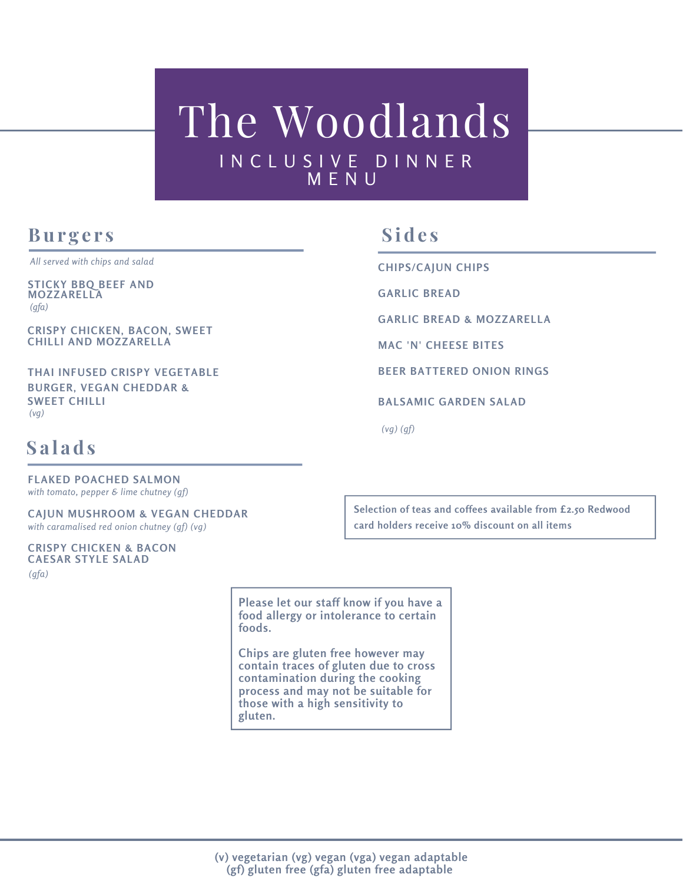# The Woodlands

INCLUSIVE DINNER MENU

## Burgers

*All served with chips and salad*

**STICKY BBQ BEEF AND MOZZARELLA**
*(gfa)*

**CRISPY CHICKEN, BACON, SWEET CHILLI AND MOZZARELLA**

**THAI INFUSED CRISPY VEGETABLE BURGER, VEGAN CHEDDAR & SWEET CHILLI**
*(vg)*

## Salads

**FLAKED POACHED SALMON**
*with tomato, pepper & lime chutney (gf)*

**CAJUN MUSHROOM & VEGAN CHEDDAR**
*with caramalised red onion chutney (gf) (vg)*

**CRISPY CHICKEN & BACON CAESAR STYLE SALAD**
*(gfa)*

## Sides

**CHIPS/CAJUN CHIPS**

**GARLIC BREAD**

**GARLIC BREAD & MOZZARELLA**

**MAC 'N' CHEESE BITES**

**BEER BATTERED ONION RINGS**

**BALSAMIC GARDEN SALAD**

*(vg) (gf)*

Selection of teas and coffees available from £2.50 Redwood card holders receive 10% discount on all items

Please let our staff know if you have a food allergy or intolerance to certain foods.

Chips are gluten free however may contain traces of gluten due to cross contamination during the cooking process and may not be suitable for those with a high sensitivity to gluten.

(v) vegetarian (vg) vegan (vga) vegan adaptable
(gf) gluten free (gfa) gluten free adaptable